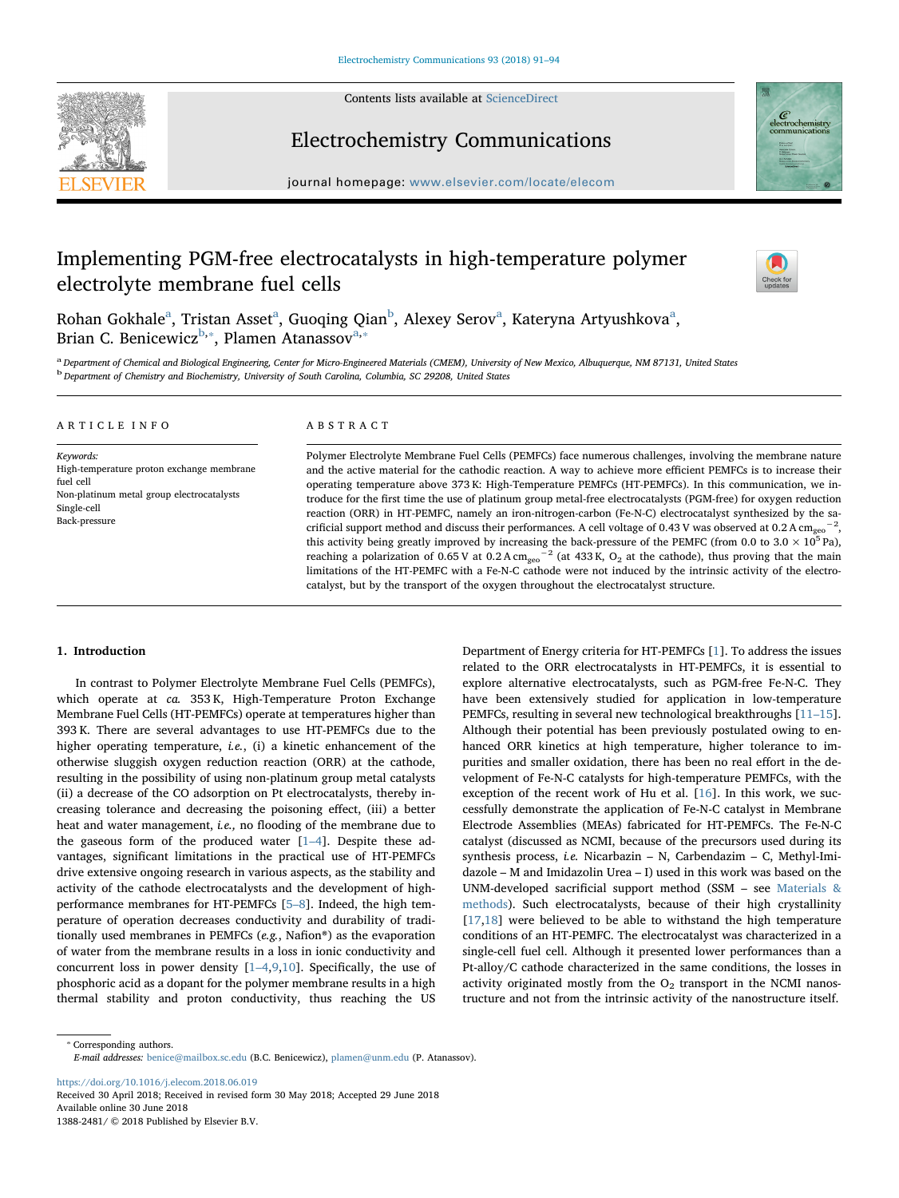# Implementing PGM-free electrocatalysts in high-temperature polymer electrolyte membrane fuel cells

Rohan Gokhale[a], Tristan Asset[a], Guoqing Qian[b], Alexey Serov[a], Kateryna Artyushkova[a], Brian C. Benicewicz[b,*], Plamen Atanassov[a,*]

[a] Department of Chemical and Biological Engineering, Center for Micro-Engineered Materials (CMEM), University of New Mexico, Albuquerque, NM 87131, United States
[b] Department of Chemistry and Biochemistry, University of South Carolina, Columbia, SC 29208, United States

## ARTICLE INFO

*Keywords:*
High-temperature proton exchange membrane fuel cell
Non-platinum metal group electrocatalysts
Single-cell
Back-pressure

## ABSTRACT

Polymer Electrolyte Membrane Fuel Cells (PEMFCs) face numerous challenges, involving the membrane nature and the active material for the cathodic reaction. A way to achieve more efficient PEMFCs is to increase their operating temperature above 373 K: High-Temperature PEMFCs (HT-PEMFCs). In this communication, we introduce for the first time the use of platinum group metal-free electrocatalysts (PGM-free) for oxygen reduction reaction (ORR) in HT-PEMFC, namely an iron-nitrogen-carbon (Fe-N-C) electrocatalyst synthesized by the sacrificial support method and discuss their performances. A cell voltage of 0.43 V was observed at 0.2 A $cm_{geo}^{-2}$, this activity being greatly improved by increasing the back-pressure of the PEMFC (from 0.0 to 3.0 × $10^5$ Pa), reaching a polarization of 0.65 V at 0.2 A $cm_{geo}^{-2}$ (at 433 K, $O_2$ at the cathode), thus proving that the main limitations of the HT-PEMFC with a Fe-N-C cathode were not induced by the intrinsic activity of the electrocatalyst, but by the transport of the oxygen throughout the electrocatalyst structure.

## 1. Introduction

In contrast to Polymer Electrolyte Membrane Fuel Cells (PEMFCs), which operate at *ca.* 353 K, High-Temperature Proton Exchange Membrane Fuel Cells (HT-PEMFCs) operate at temperatures higher than 393 K. There are several advantages to use HT-PEMFCs due to the higher operating temperature, *i.e.*, (i) a kinetic enhancement of the otherwise sluggish oxygen reduction reaction (ORR) at the cathode, resulting in the possibility of using non-platinum group metal catalysts (ii) a decrease of the CO adsorption on Pt electrocatalysts, thereby increasing tolerance and decreasing the poisoning effect, (iii) a better heat and water management, *i.e.,* no flooding of the membrane due to the gaseous form of the produced water [1–4]. Despite these advantages, significant limitations in the practical use of HT-PEMFCs drive extensive ongoing research in various aspects, as the stability and activity of the cathode electrocatalysts and the development of high-performance membranes for HT-PEMFCs [5–8]. Indeed, the high temperature of operation decreases conductivity and durability of traditionally used membranes in PEMFCs (*e.g.*, Nafion®) as the evaporation of water from the membrane results in a loss in ionic conductivity and concurrent loss in power density [1–4,9,10]. Specifically, the use of phosphoric acid as a dopant for the polymer membrane results in a high thermal stability and proton conductivity, thus reaching the US Department of Energy criteria for HT-PEMFCs [1]. To address the issues related to the ORR electrocatalysts in HT-PEMFCs, it is essential to explore alternative electrocatalysts, such as PGM-free Fe-N-C. They have been extensively studied for application in low-temperature PEMFCs, resulting in several new technological breakthroughs [11–15]. Although their potential has been previously postulated owing to enhanced ORR kinetics at high temperature, higher tolerance to impurities and smaller oxidation, there has been no real effort in the development of Fe-N-C catalysts for high-temperature PEMFCs, with the exception of the recent work of Hu et al. [16]. In this work, we successfully demonstrate the application of Fe-N-C catalyst in Membrane Electrode Assemblies (MEAs) fabricated for HT-PEMFCs. The Fe-N-C catalyst (discussed as NCMI, because of the precursors used during its synthesis process, *i.e.* Nicarbazin – N, Carbendazim – C, Methyl-Imidazole – M and Imidazolin Urea – I) used in this work was based on the UNM-developed sacrificial support method (SSM – see Materials & methods). Such electrocatalysts, because of their high crystallinity [17,18] were believed to be able to withstand the high temperature conditions of an HT-PEMFC. The electrocatalyst was characterized in a single-cell fuel cell. Although it presented lower performances than a Pt-alloy/C cathode characterized in the same conditions, the losses in activity originated mostly from the $O_2$ transport in the NCMI nanostructure and not from the intrinsic activity of the nanostructure itself.

---

* Corresponding authors.
*E-mail addresses:* benice@mailbox.sc.edu (B.C. Benicewicz), plamen@unm.edu (P. Atanassov).

https://doi.org/10.1016/j.elecom.2018.06.019
Received 30 April 2018; Received in revised form 30 May 2018; Accepted 29 June 2018
Available online 30 June 2018
1388-2481/ © 2018 Published by Elsevier B.V.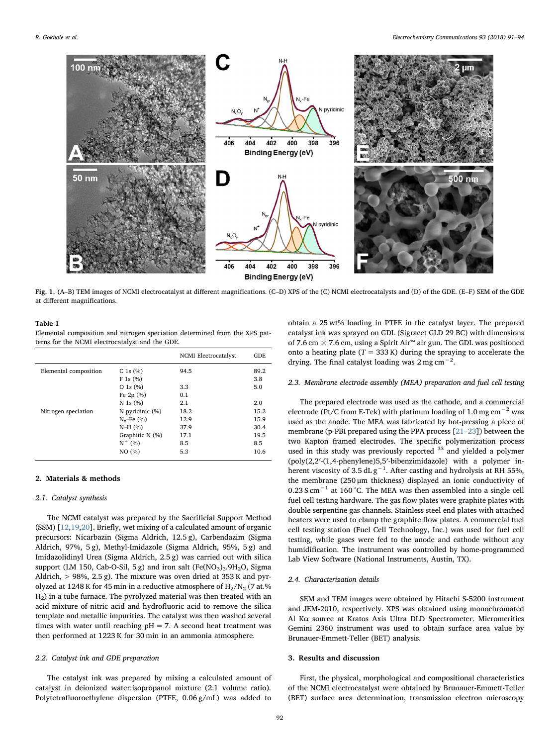**Fig. 1.** (A–B) TEM images of NCMI electrocatalyst at different magnifications. (C–D) XPS of the (C) NCMI electrocatalysts and (D) of the GDE. (E–F) SEM of the GDE at different magnifications.

**Table 1**
Elemental composition and nitrogen speciation determined from the XPS patterns for the NCMI electrocatalyst and the GDE.

| | | NCMI Electrocatalyst | GDE |
|---|---|---|---|
| Elemental composition | C 1s (%) | 94.5 | 89.2 |
| | F 1s (%) | | 3.8 |
| | O 1s (%) | 3.3 | 5.0 |
| | Fe 2p (%) | 0.1 | |
| | N 1s (%) | 2.1 | 2.0 |
| Nitrogen speciation | N pyridinic (%) | 18.2 | 15.2 |
| | $N_x$–Fe (%) | 12.9 | 15.9 |
| | N–H (%) | 37.9 | 30.4 |
| | Graphitic N (%) | 17.1 | 19.5 |
| | $N^+$ (%) | 8.5 | 8.5 |
| | NO (%) | 5.3 | 10.6 |

## 2. Materials & methods

### 2.1. Catalyst synthesis

The NCMI catalyst was prepared by the Sacrificial Support Method (SSM) [12,19,20]. Briefly, wet mixing of a calculated amount of organic precursors: Nicarbazin (Sigma Aldrich, 12.5 g), Carbendazim (Sigma Aldrich, 97%, 5 g), Methyl-Imidazole (Sigma Aldrich, 95%, 5 g) and Imidazolidinyl Urea (Sigma Aldrich, 2.5 g) was carried out with silica support (LM 150, Cab-O-Sil, 5 g) and iron salt ($Fe(NO_3)_3.9H_2O$, Sigma Aldrich, > 98%, 2.5 g). The mixture was oven dried at 353 K and pyrolyzed at 1248 K for 45 min in a reductive atmosphere of $H_2/N_2$ (7 at.% $H_2$) in a tube furnace. The pyrolyzed material was then treated with an acid mixture of nitric acid and hydrofluoric acid to remove the silica template and metallic impurities. The catalyst was then washed several times with water until reaching pH = 7. A second heat treatment was then performed at 1223 K for 30 min in an ammonia atmosphere.

### 2.2. Catalyst ink and GDE preparation

The catalyst ink was prepared by mixing a calculated amount of catalyst in deionized water:isopropanol mixture (2:1 volume ratio). Polytetrafluoroethylene dispersion (PTFE, 0.06 g/mL) was added to obtain a 25 wt% loading in PTFE in the catalyst layer. The prepared catalyst ink was sprayed on GDL (Sigracet GLD 29 BC) with dimensions of 7.6 cm × 7.6 cm, using a Spirit Air™ air gun. The GDL was positioned onto a heating plate (T = 333 K) during the spraying to accelerate the drying. The final catalyst loading was 2 mg $cm^{-2}$.

### 2.3. Membrane electrode assembly (MEA) preparation and fuel cell testing

The prepared electrode was used as the cathode, and a commercial electrode (Pt/C from E-Tek) with platinum loading of 1.0 mg $cm^{-2}$ was used as the anode. The MEA was fabricated by hot-pressing a piece of membrane (p-PBI prepared using the PPA process [21–23]) between the two Kapton framed electrodes. The specific polymerization process used in this study was previously reported [33] and yielded a polymer (poly(2,2′-(1,4-phenylene)5,5′-bibenzimidazole) with a polymer inherent viscosity of 3.5 dL $g^{-1}$. After casting and hydrolysis at RH 55%, the membrane (250 μm thickness) displayed an ionic conductivity of 0.23 S $cm^{-1}$ at 160 °C. The MEA was then assembled into a single cell fuel cell testing hardware. The gas flow plates were graphite plates with double serpentine gas channels. Stainless steel end plates with attached heaters were used to clamp the graphite flow plates. A commercial fuel cell testing station (Fuel Cell Technology, Inc.) was used for fuel cell testing, while gases were fed to the anode and cathode without any humidification. The instrument was controlled by home-programmed Lab View Software (National Instruments, Austin, TX).

### 2.4. Characterization details

SEM and TEM images were obtained by Hitachi S-5200 instrument and JEM-2010, respectively. XPS was obtained using monochromated Al Kα source at Kratos Axis Ultra DLD Spectrometer. Micromeritics Gemini 2360 instrument was used to obtain surface area value by Brunauer-Emmett-Teller (BET) analysis.

## 3. Results and discussion

First, the physical, morphological and compositional characteristics of the NCMI electrocatalyst were obtained by Brunauer-Emmett-Teller (BET) surface area determination, transmission electron microscopy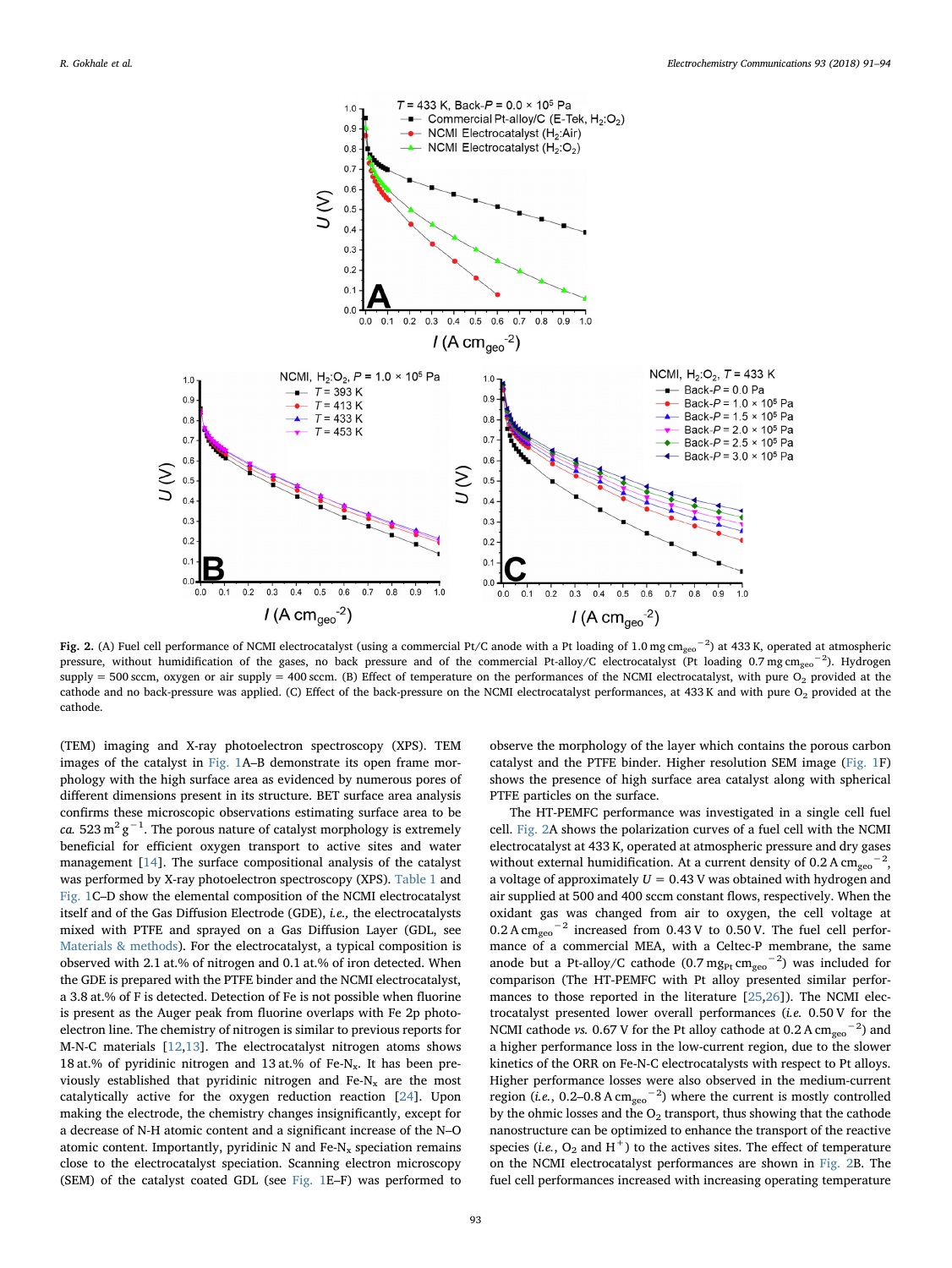**Fig. 2.** (A) Fuel cell performance of NCMI electrocatalyst (using a commercial Pt/C anode with a Pt loading of 1.0 mg $cm_{geo}^{-2}$) at 433 K, operated at atmospheric pressure, without humidification of the gases, no back pressure and of the commercial Pt-alloy/C electrocatalyst (Pt loading 0.7 mg $cm_{geo}^{-2}$). Hydrogen supply = 500 sccm, oxygen or air supply = 400 sccm. (B) Effect of temperature on the performances of the NCMI electrocatalyst, with pure $O_2$ provided at the cathode and no back-pressure was applied. (C) Effect of the back-pressure on the NCMI electrocatalyst performances, at 433 K and with pure $O_2$ provided at the cathode.

(TEM) imaging and X-ray photoelectron spectroscopy (XPS). TEM images of the catalyst in Fig. 1A–B demonstrate its open frame morphology with the high surface area as evidenced by numerous pores of different dimensions present in its structure. BET surface area analysis confirms these microscopic observations estimating surface area to be *ca.* 523 $m^2 g^{-1}$. The porous nature of catalyst morphology is extremely beneficial for efficient oxygen transport to active sites and water management [14]. The surface compositional analysis of the catalyst was performed by X-ray photoelectron spectroscopy (XPS). Table 1 and Fig. 1C–D show the elemental composition of the NCMI electrocatalyst itself and of the Gas Diffusion Electrode (GDE), *i.e.,* the electrocatalysts mixed with PTFE and sprayed on a Gas Diffusion Layer (GDL, see Materials & methods). For the electrocatalyst, a typical composition is observed with 2.1 at.% of nitrogen and 0.1 at.% of iron detected. When the GDE is prepared with the PTFE binder and the NCMI electrocatalyst, a 3.8 at.% of F is detected. Detection of Fe is not possible when fluorine is present as the Auger peak from fluorine overlaps with Fe 2p photoelectron line. The chemistry of nitrogen is similar to previous reports for M-N-C materials [12,13]. The electrocatalyst nitrogen atoms shows 18 at.% of pyridinic nitrogen and 13 at.% of Fe-$N_x$. It has been previously established that pyridinic nitrogen and Fe-$N_x$ are the most catalytically active for the oxygen reduction reaction [24]. Upon making the electrode, the chemistry changes insignificantly, except for a decrease of N-H atomic content and a significant increase of the N–O atomic content. Importantly, pyridinic N and Fe-$N_x$ speciation remains close to the electrocatalyst speciation. Scanning electron microscopy (SEM) of the catalyst coated GDL (see Fig. 1E–F) was performed to observe the morphology of the layer which contains the porous carbon catalyst and the PTFE binder. Higher resolution SEM image (Fig. 1F) shows the presence of high surface area catalyst along with spherical PTFE particles on the surface.

The HT-PEMFC performance was investigated in a single cell fuel cell. Fig. 2A shows the polarization curves of a fuel cell with the NCMI electrocatalyst at 433 K, operated at atmospheric pressure and dry gases without external humidification. At a current density of 0.2 A $cm_{geo}^{-2}$, a voltage of approximately $U = 0.43$ V was obtained with hydrogen and air supplied at 500 and 400 sccm constant flows, respectively. When the oxidant gas was changed from air to oxygen, the cell voltage at 0.2 A $cm_{geo}^{-2}$ increased from 0.43 V to 0.50 V. The fuel cell performance of a commercial MEA, with a Celtec-P membrane, the same anode but a Pt-alloy/C cathode (0.7 $mg_{Pt}$ $cm_{geo}^{-2}$) was included for comparison (The HT-PEMFC with Pt alloy presented similar performances to those reported in the literature [25,26]). The NCMI electrocatalyst presented lower overall performances (*i.e.* 0.50 V for the NCMI cathode *vs.* 0.67 V for the Pt alloy cathode at 0.2 A $cm_{geo}^{-2}$) and a higher performance loss in the low-current region, due to the slower kinetics of the ORR on Fe-N-C electrocatalysts with respect to Pt alloys. Higher performance losses were also observed in the medium-current region (*i.e.,* 0.2–0.8 A $cm_{geo}^{-2}$) where the current is mostly controlled by the ohmic losses and the $O_2$ transport, thus showing that the cathode nanostructure can be optimized to enhance the transport of the reactive species (*i.e.,* $O_2$ and $H^+$) to the actives sites. The effect of temperature on the NCMI electrocatalyst performances are shown in Fig. 2B. The fuel cell performances increased with increasing operating temperature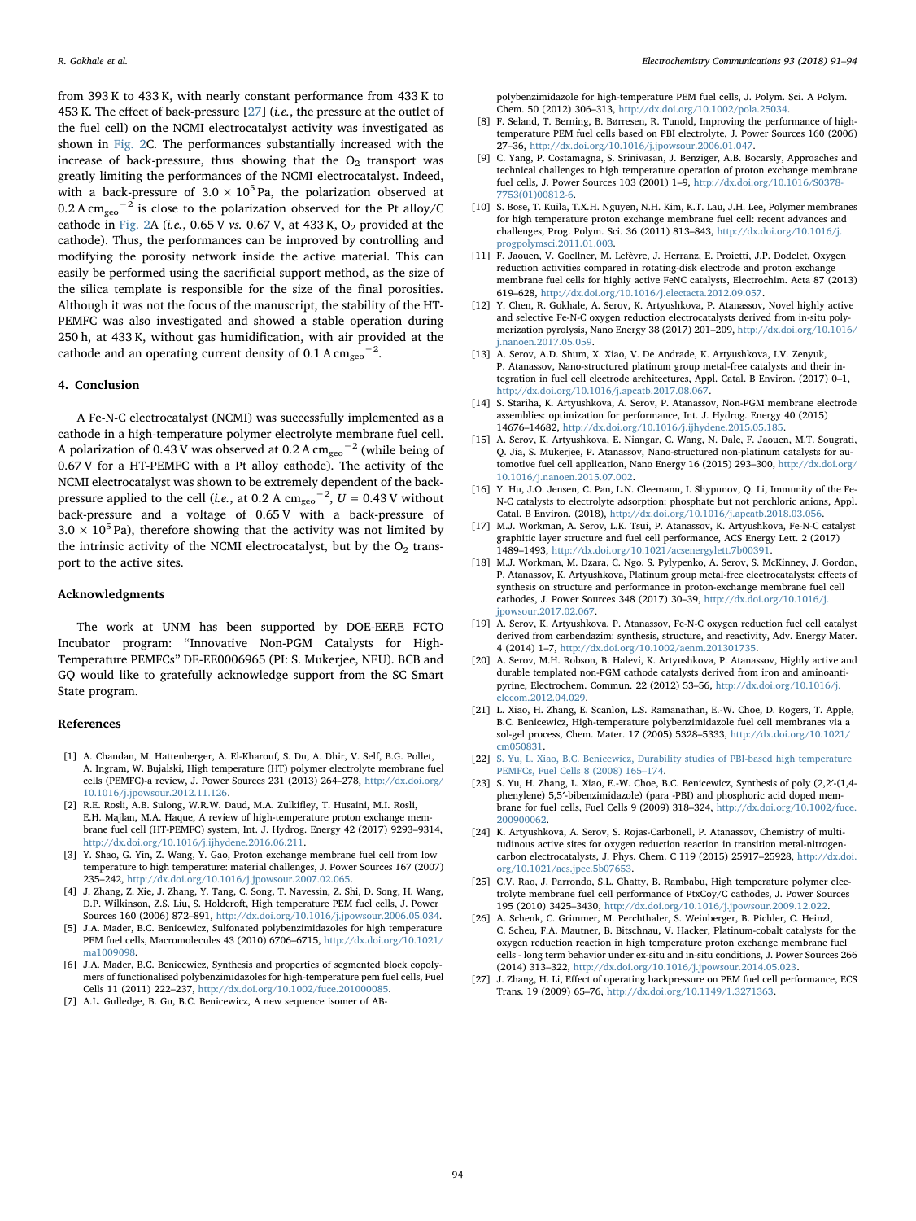from 393 K to 433 K, with nearly constant performance from 433 K to 453 K. The effect of back-pressure [27] (*i.e.*, the pressure at the outlet of the fuel cell) on the NCMI electrocatalyst activity was investigated as shown in Fig. 2C. The performances substantially increased with the increase of back-pressure, thus showing that the $O_2$ transport was greatly limiting the performances of the NCMI electrocatalyst. Indeed, with a back-pressure of $3.0 \times 10^5$ Pa, the polarization observed at 0.2 A $cm_{geo}^{-2}$ is close to the polarization observed for the Pt alloy/C cathode in Fig. 2A (*i.e.*, 0.65 V *vs.* 0.67 V, at 433 K, $O_2$ provided at the cathode). Thus, the performances can be improved by controlling and modifying the porosity network inside the active material. This can easily be performed using the sacrificial support method, as the size of the silica template is responsible for the size of the final porosities. Although it was not the focus of the manuscript, the stability of the HT-PEMFC was also investigated and showed a stable operation during 250 h, at 433 K, without gas humidification, with air provided at the cathode and an operating current density of 0.1 A $cm_{geo}^{-2}$.

## 4. Conclusion

A Fe-N-C electrocatalyst (NCMI) was successfully implemented as a cathode in a high-temperature polymer electrolyte membrane fuel cell. A polarization of 0.43 V was observed at 0.2 A $cm_{geo}^{-2}$ (while being of 0.67 V for a HT-PEMFC with a Pt alloy cathode). The activity of the NCMI electrocatalyst was shown to be extremely dependent of the back-pressure applied to the cell (*i.e.*, at 0.2 A $cm_{geo}^{-2}$, $U = 0.43$ V without back-pressure and a voltage of 0.65 V with a back-pressure of $3.0 \times 10^5$ Pa), therefore showing that the activity was not limited by the intrinsic activity of the NCMI electrocatalyst, but by the $O_2$ transport to the active sites.

## Acknowledgments

The work at UNM has been supported by DOE-EERE FCTO Incubator program: "Innovative Non-PGM Catalysts for High-Temperature PEMFCs" DE-EE0006965 (PI: S. Mukerjee, NEU). BCB and GQ would like to gratefully acknowledge support from the SC Smart State program.

## References

[1] A. Chandan, M. Hattenberger, A. El-Kharouf, S. Du, A. Dhir, V. Self, B.G. Pollet, A. Ingram, W. Bujalski, High temperature (HT) polymer electrolyte membrane fuel cells (PEMFC)-a review, J. Power Sources 231 (2013) 264–278, http://dx.doi.org/10.1016/j.jpowsour.2012.11.126.

[2] R.E. Rosli, A.B. Sulong, W.R.W. Daud, M.A. Zulkifley, T. Husaini, M.I. Rosli, E.H. Majlan, M.A. Haque, A review of high-temperature proton exchange membrane fuel cell (HT-PEMFC) system, Int. J. Hydrog. Energy 42 (2017) 9293–9314, http://dx.doi.org/10.1016/j.ijhydene.2016.06.211.

[3] Y. Shao, G. Yin, Z. Wang, Y. Gao, Proton exchange membrane fuel cell from low temperature to high temperature: material challenges, J. Power Sources 167 (2007) 235–242, http://dx.doi.org/10.1016/j.jpowsour.2007.02.065.

[4] J. Zhang, Z. Xie, J. Zhang, Y. Tang, C. Song, T. Navessin, Z. Shi, D. Song, H. Wang, D.P. Wilkinson, Z.S. Liu, S. Holdcroft, High temperature PEM fuel cells, J. Power Sources 160 (2006) 872–891, http://dx.doi.org/10.1016/j.jpowsour.2006.05.034.

[5] J.A. Mader, B.C. Benicewicz, Sulfonated polybenzimidazoles for high temperature PEM fuel cells, Macromolecules 43 (2010) 6706–6715, http://dx.doi.org/10.1021/ma1009098.

[6] J.A. Mader, B.C. Benicewicz, Synthesis and properties of segmented block copolymers of functionalised polybenzimidazoles for high-temperature pem fuel cells, Fuel Cells 11 (2011) 222–237, http://dx.doi.org/10.1002/fuce.201000085.

[7] A.L. Gulledge, B. Gu, B.C. Benicewicz, A new sequence isomer of AB-polybenzimidazole for high-temperature PEM fuel cells, J. Polym. Sci. A Polym. Chem. 50 (2012) 306–313, http://dx.doi.org/10.1002/pola.25034.

[8] F. Seland, T. Berning, B. Børresen, R. Tunold, Improving the performance of high-temperature PEM fuel cells based on PBI electrolyte, J. Power Sources 160 (2006) 27–36, http://dx.doi.org/10.1016/j.jpowsour.2006.01.047.

[9] C. Yang, P. Costamagna, S. Srinivasan, J. Benziger, A.B. Bocarsly, Approaches and technical challenges to high temperature operation of proton exchange membrane fuel cells, J. Power Sources 103 (2001) 1–9, http://dx.doi.org/10.1016/S0378-7753(01)00812-6.

[10] S. Bose, T. Kuila, T.X.H. Nguyen, N.H. Kim, K.T. Lau, J.H. Lee, Polymer membranes for high temperature proton exchange membrane fuel cell: recent advances and challenges, Prog. Polym. Sci. 36 (2011) 813–843, http://dx.doi.org/10.1016/j.progpolymsci.2011.01.003.

[11] F. Jaouen, V. Goellner, M. Lefèvre, J. Herranz, E. Proietti, J.P. Dodelet, Oxygen reduction activities compared in rotating-disk electrode and proton exchange membrane fuel cells for highly active FeNC catalysts, Electrochim. Acta 87 (2013) 619–628, http://dx.doi.org/10.1016/j.electacta.2012.09.057.

[12] Y. Chen, R. Gokhale, A. Serov, K. Artyushkova, P. Atanassov, Novel highly active and selective Fe-N-C oxygen reduction electrocatalysts derived from in-situ polymerization pyrolysis, Nano Energy 38 (2017) 201–209, http://dx.doi.org/10.1016/j.nanoen.2017.05.059.

[13] A. Serov, A.D. Shum, X. Xiao, V. De Andrade, K. Artyushkova, I.V. Zenyuk, P. Atanassov, Nano-structured platinum group metal-free catalysts and their integration in fuel cell electrode architectures, Appl. Catal. B Environ. (2017) 0–1, http://dx.doi.org/10.1016/j.apcatb.2017.08.067.

[14] S. Stariha, K. Artyushkova, A. Serov, P. Atanassov, Non-PGM membrane electrode assemblies: optimization for performance, Int. J. Hydrog. Energy 40 (2015) 14676–14682, http://dx.doi.org/10.1016/j.ijhydene.2015.05.185.

[15] A. Serov, K. Artyushkova, E. Niangar, C. Wang, N. Dale, F. Jaouen, M.T. Sougrati, Q. Jia, S. Mukerjee, P. Atanassov, Nano-structured non-platinum catalysts for automotive fuel cell application, Nano Energy 16 (2015) 293–300, http://dx.doi.org/10.1016/j.nanoen.2015.07.002.

[16] Y. Hu, J.O. Jensen, C. Pan, L.N. Cleemann, I. Shypunov, Q. Li, Immunity of the Fe-N-C catalysts to electrolyte adsorption: phosphate but not perchloric anions, Appl. Catal. B Environ. (2018), http://dx.doi.org/10.1016/j.apcatb.2018.03.056.

[17] M.J. Workman, A. Serov, L.K. Tsui, P. Atanassov, K. Artyushkova, Fe-N-C catalyst graphitic layer structure and fuel cell performance, ACS Energy Lett. 2 (2017) 1489–1493, http://dx.doi.org/10.1021/acsenergylett.7b00391.

[18] M.J. Workman, M. Dzara, C. Ngo, S. Pylypenko, A. Serov, S. McKinney, J. Gordon, P. Atanassov, K. Artyushkova, Platinum group metal-free electrocatalysts: effects of synthesis on structure and performance in proton-exchange membrane fuel cell cathodes, J. Power Sources 348 (2017) 30–39, http://dx.doi.org/10.1016/j.jpowsour.2017.02.067.

[19] A. Serov, K. Artyushkova, P. Atanassov, Fe-N-C oxygen reduction fuel cell catalyst derived from carbendazim: synthesis, structure, and reactivity, Adv. Energy Mater. 4 (2014) 1–7, http://dx.doi.org/10.1002/aenm.201301735.

[20] A. Serov, M.H. Robson, B. Halevi, K. Artyushkova, P. Atanassov, Highly active and durable templated non-PGM cathode catalysts derived from iron and aminoantipyrine, Electrochem. Commun. 22 (2012) 53–56, http://dx.doi.org/10.1016/j.elecom.2012.04.029.

[21] L. Xiao, H. Zhang, E. Scanlon, L.S. Ramanathan, E.-W. Choe, D. Rogers, T. Apple, B.C. Benicewicz, High-temperature polybenzimidazole fuel cell membranes via a sol-gel process, Chem. Mater. 17 (2005) 5328–5333, http://dx.doi.org/10.1021/cm050831.

[22] S. Yu, L. Xiao, B.C. Benicewicz, Durability studies of PBI-based high temperature PEMFCs, Fuel Cells 8 (2008) 165–174.

[23] S. Yu, H. Zhang, L. Xiao, E.-W. Choe, B.C. Benicewicz, Synthesis of poly (2,2′-(1,4-phenylene) 5,5′-bibenzimidazole) (para -PBI) and phosphoric acid doped membrane for fuel cells, Fuel Cells 9 (2009) 318–324, http://dx.doi.org/10.1002/fuce.200900062.

[24] K. Artyushkova, A. Serov, S. Rojas-Carbonell, P. Atanassov, Chemistry of multitudinous active sites for oxygen reduction reaction in transition metal-nitrogen-carbon electrocatalysts, J. Phys. Chem. C 119 (2015) 25917–25928, http://dx.doi.org/10.1021/acs.jpcc.5b07653.

[25] C.V. Rao, J. Parrondo, S.L. Ghatty, B. Rambabu, High temperature polymer electrolyte membrane fuel cell performance of PtxCoy/C cathodes, J. Power Sources 195 (2010) 3425–3430, http://dx.doi.org/10.1016/j.jpowsour.2009.12.022.

[26] A. Schenk, C. Grimmer, M. Perchthaler, S. Weinberger, B. Pichler, C. Heinzl, C. Scheu, F.A. Mautner, B. Bitschnau, V. Hacker, Platinum-cobalt catalysts for the oxygen reduction reaction in high temperature proton exchange membrane fuel cells - long term behavior under ex-situ and in-situ conditions, J. Power Sources 266 (2014) 313–322, http://dx.doi.org/10.1016/j.jpowsour.2014.05.023.

[27] J. Zhang, H. Li, Effect of operating backpressure on PEM fuel cell performance, ECS Trans. 19 (2009) 65–76, http://dx.doi.org/10.1149/1.3271363.